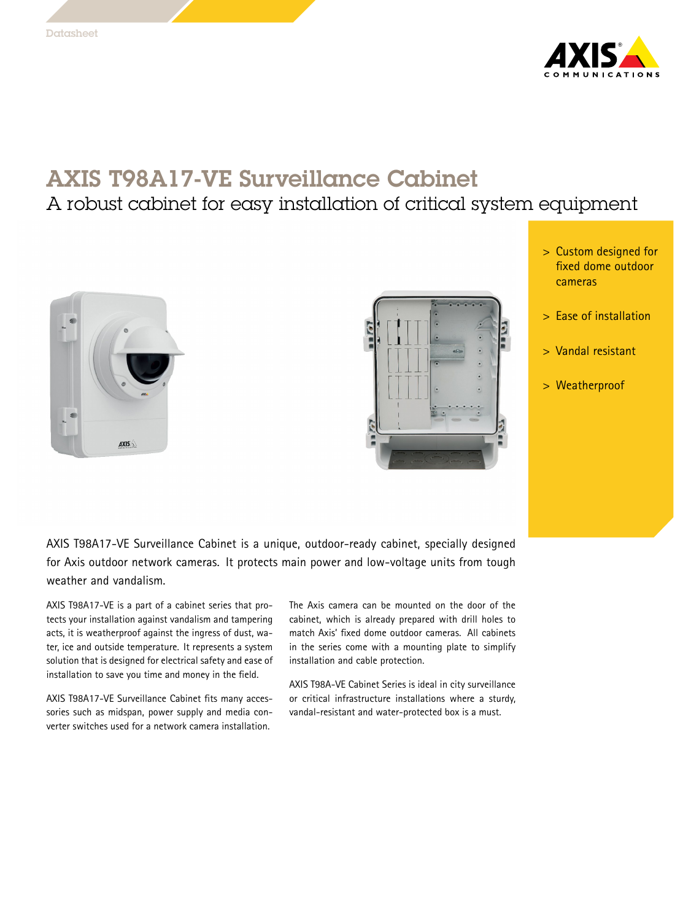Datasheet

# AXIS T98A17-VE Surveillance Cabinet

## A robust cabinet for easy installation of critical system equipment

- Custom designed for fixed dome outdoor cameras
- Ease of installation
- Vandal resistant
- Weatherproof

AXIS T98A17-VE Surveillance Cabinet is a unique, outdoor-ready cabinet, specially designed for Axis outdoor network cameras. It protects main power and low-voltage units from tough weather and vandalism.

AXIS T98A17-VE is a part of a cabinet series that protects your installation against vandalism and tampering acts, it is weatherproof against the ingress of dust, water, ice and outside temperature. It represents a system solution that is designed for electrical safety and ease of installation to save you time and money in the field.

AXIS T98A17-VE Surveillance Cabinet fits many accessories such as midspan, power supply and media converter switches used for a network camera installation.

The Axis camera can be mounted on the door of the cabinet, which is already prepared with drill holes to match Axis' fixed dome outdoor cameras. All cabinets in the series come with a mounting plate to simplify installation and cable protection.

AXIS T98A-VE Cabinet Series is ideal in city surveillance or critical infrastructure installations where a sturdy, vandal-resistant and water-protected box is a must.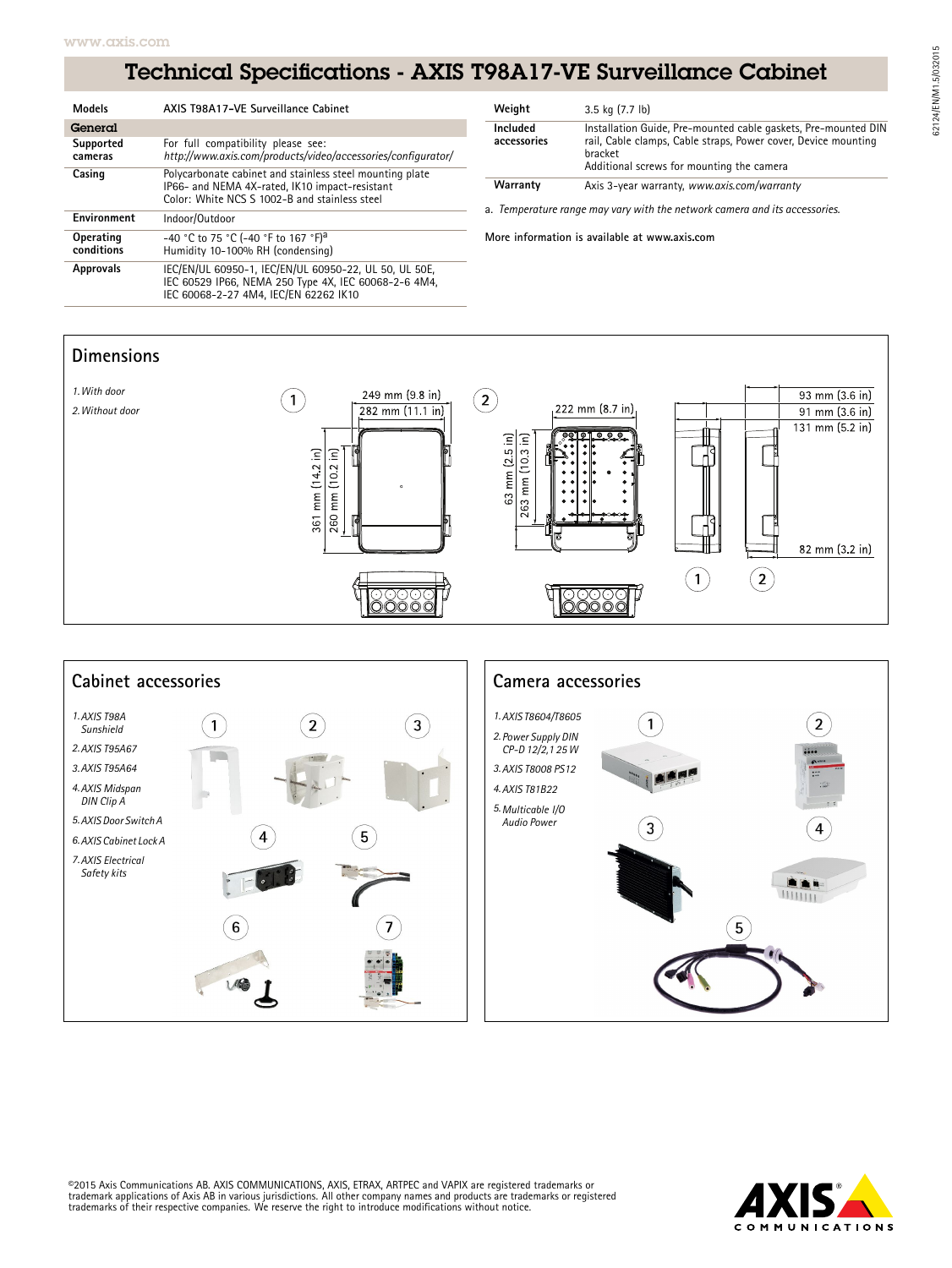# Technical Specifications - AXIS T98A17-VE Surveillance Cabinet

| | |
|---|---|
| **Models** | AXIS T98A17-VE Surveillance Cabinet |
| **General** | |
| **Supported cameras** | For full compatibility please see: *http://www.axis.com/products/video/accessories/configurator/* |
| **Casing** | Polycarbonate cabinet and stainless steel mounting plate<br>IP66- and NEMA 4X-rated, IK10 impact-resistant<br>Color: White NCS S 1002-B and stainless steel |
| **Environment** | Indoor/Outdoor |
| **Operating conditions** | -40 °C to 75 °C (-40 °F to 167 °F)[a]<br>Humidity 10-100% RH (condensing) |
| **Approvals** | IEC/EN/UL 60950-1, IEC/EN/UL 60950-22, UL 50, UL 50E, IEC 60529 IP66, NEMA 250 Type 4X, IEC 60068-2-6 4M4, IEC 60068-2-27 4M4, IEC/EN 62262 IK10 |
| **Weight** | 3.5 kg (7.7 lb) |
| **Included accessories** | Installation Guide, Pre-mounted cable gaskets, Pre-mounted DIN rail, Cable clamps, Cable straps, Power cover, Device mounting bracket<br>Additional screws for mounting the camera |
| **Warranty** | Axis 3-year warranty, *www.axis.com/warranty* |

a. *Temperature range may vary with the network camera and its accessories.*

More information is available at www.axis.com

## Dimensions

1. *With door*
2. *Without door*

1
249 mm (9.8 in)
282 mm (11.1 in)
361 mm (14.2 in)
260 mm (10.2 in)

2
222 mm (8.7 in)
63 mm (2.5 in)
263 mm (10.3 in)

93 mm (3.6 in)
91 mm (3.6 in)
131 mm (5.2 in)
82 mm (3.2 in)
1 2

## Cabinet accessories

1. *AXIS T98A Sunshield*
2. *AXIS T95A67*
3. *AXIS T95A64*
4. *AXIS Midspan DIN Clip A*
5. *AXIS Door Switch A*
6. *AXIS Cabinet Lock A*
7. *AXIS Electrical Safety kits*

## Camera accessories

1. *AXIS T8604/T8605*
2. *Power Supply DIN CP-D 12/2,1 25 W*
3. *AXIS T8008 PS12*
4. *AXIS T81B22*
5. *Multicable I/O Audio Power*

©2015 Axis Communications AB. AXIS COMMUNICATIONS, AXIS, ETRAX, ARTPEC and VAPIX are registered trademarks or trademark applications of Axis AB in various jurisdictions. All other company names and products are trademarks or registered trademarks of their respective companies. We reserve the right to introduce modifications without notice.